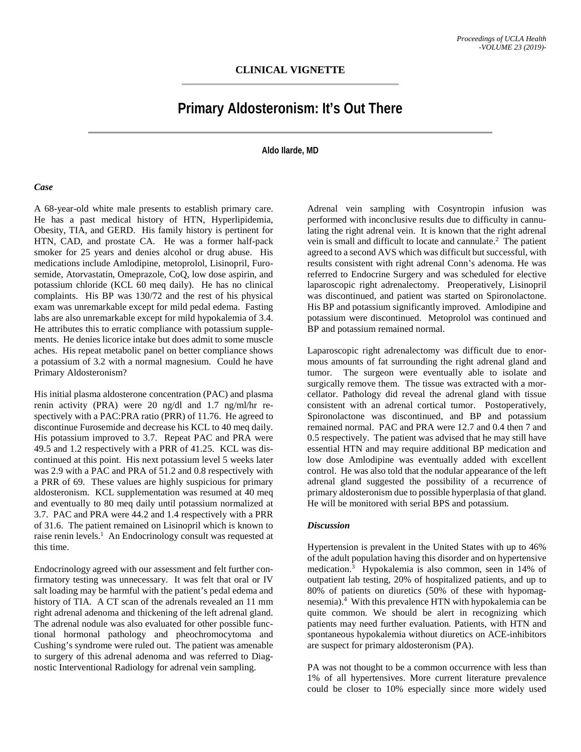CLINICAL VIGNETTE

# Primary Aldosteronism: It's Out There

**Aldo Ilarde, MD**

### *Case*

A 68-year-old white male presents to establish primary care. He has a past medical history of HTN, Hyperlipidemia, Obesity, TIA, and GERD. His family history is pertinent for HTN, CAD, and prostate CA. He was a former half-pack smoker for 25 years and denies alcohol or drug abuse. His medications include Amlodipine, metoprolol, Lisinopril, Furosemide, Atorvastatin, Omeprazole, CoQ, low dose aspirin, and potassium chloride (KCL 60 meq daily). He has no clinical complaints. His BP was 130/72 and the rest of his physical exam was unremarkable except for mild pedal edema. Fasting labs are also unremarkable except for mild hypokalemia of 3.4. He attributes this to erratic compliance with potassium supplements. He denies licorice intake but does admit to some muscle aches. His repeat metabolic panel on better compliance shows a potassium of 3.2 with a normal magnesium. Could he have Primary Aldosteronism?

His initial plasma aldosterone concentration (PAC) and plasma renin activity (PRA) were 20 ng/dl and 1.7 ng/ml/hr respectively with a PAC:PRA ratio (PRR) of 11.76. He agreed to discontinue Furosemide and decrease his KCL to 40 meq daily. His potassium improved to 3.7. Repeat PAC and PRA were 49.5 and 1.2 respectively with a PRR of 41.25. KCL was discontinued at this point. His next potassium level 5 weeks later was 2.9 with a PAC and PRA of 51.2 and 0.8 respectively with a PRR of 69. These values are highly suspicious for primary aldosteronism. KCL supplementation was resumed at 40 meq and eventually to 80 meq daily until potassium normalized at 3.7. PAC and PRA were 44.2 and 1.4 respectively with a PRR of 31.6. The patient remained on Lisinopril which is known to raise renin levels.[1] An Endocrinology consult was requested at this time.

Endocrinology agreed with our assessment and felt further confirmatory testing was unnecessary. It was felt that oral or IV salt loading may be harmful with the patient's pedal edema and history of TIA. A CT scan of the adrenals revealed an 11 mm right adrenal adenoma and thickening of the left adrenal gland. The adrenal nodule was also evaluated for other possible functional hormonal pathology and pheochromocytoma and Cushing's syndrome were ruled out. The patient was amenable to surgery of this adrenal adenoma and was referred to Diagnostic Interventional Radiology for adrenal vein sampling.

Adrenal vein sampling with Cosyntropin infusion was performed with inconclusive results due to difficulty in cannulating the right adrenal vein. It is known that the right adrenal vein is small and difficult to locate and cannulate.[2] The patient agreed to a second AVS which was difficult but successful, with results consistent with right adrenal Conn's adenoma. He was referred to Endocrine Surgery and was scheduled for elective laparoscopic right adrenalectomy. Preoperatively, Lisinopril was discontinued, and patient was started on Spironolactone. His BP and potassium significantly improved. Amlodipine and potassium were discontinued. Metoprolol was continued and BP and potassium remained normal.

Laparoscopic right adrenalectomy was difficult due to enormous amounts of fat surrounding the right adrenal gland and tumor. The surgeon were eventually able to isolate and surgically remove them. The tissue was extracted with a morcellator. Pathology did reveal the adrenal gland with tissue consistent with an adrenal cortical tumor. Postoperatively, Spironolactone was discontinued, and BP and potassium remained normal. PAC and PRA were 12.7 and 0.4 then 7 and 0.5 respectively. The patient was advised that he may still have essential HTN and may require additional BP medication and low dose Amlodipine was eventually added with excellent control. He was also told that the nodular appearance of the left adrenal gland suggested the possibility of a recurrence of primary aldosteronism due to possible hyperplasia of that gland. He will be monitored with serial BPS and potassium.

### *Discussion*

Hypertension is prevalent in the United States with up to 46% of the adult population having this disorder and on hypertensive medication.[3] Hypokalemia is also common, seen in 14% of outpatient lab testing, 20% of hospitalized patients, and up to 80% of patients on diuretics (50% of these with hypomagnesemia).[4] With this prevalence HTN with hypokalemia can be quite common. We should be alert in recognizing which patients may need further evaluation. Patients, with HTN and spontaneous hypokalemia without diuretics on ACE-inhibitors are suspect for primary aldosteronism (PA).

PA was not thought to be a common occurrence with less than 1% of all hypertensives. More current literature prevalence could be closer to 10% especially since more widely used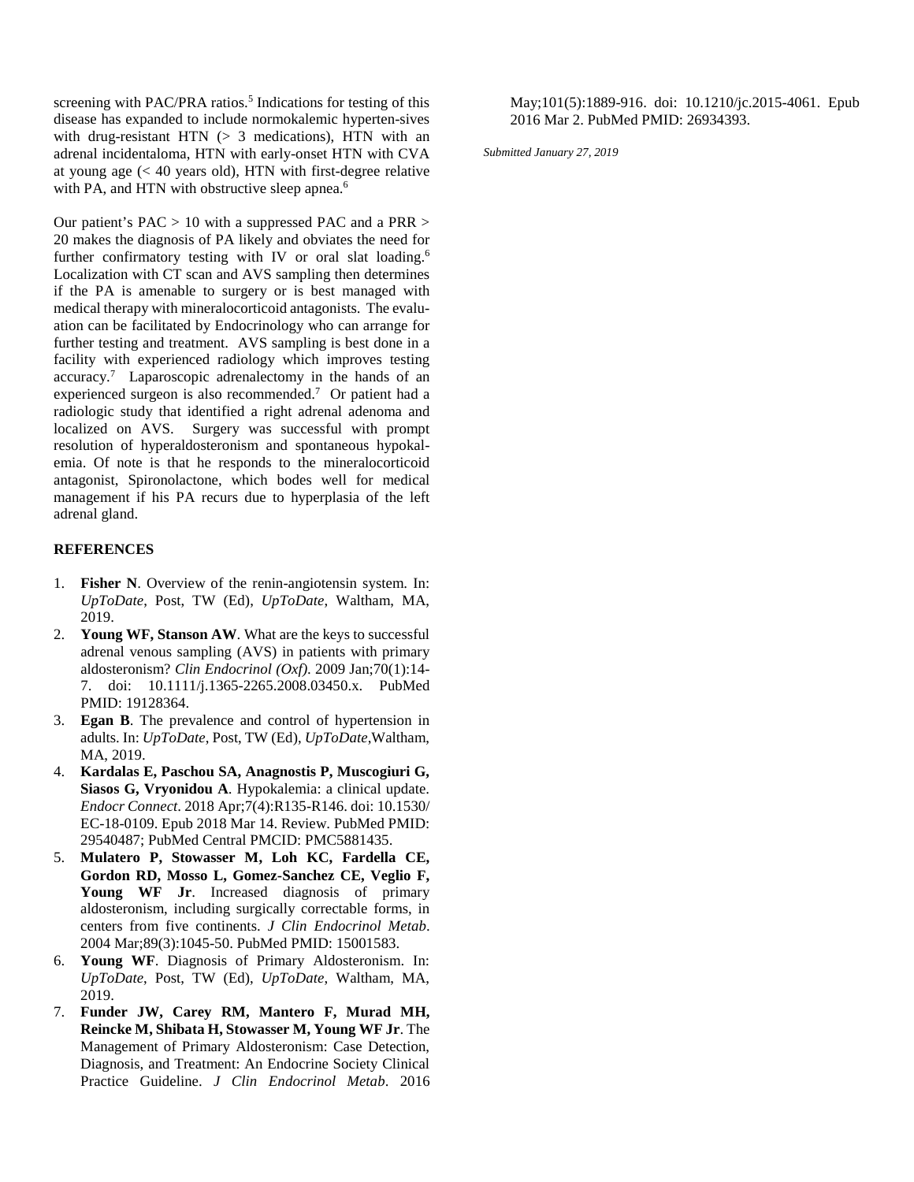screening with PAC/PRA ratios.[5] Indications for testing of this disease has expanded to include normokalemic hyperten-sives with drug-resistant HTN (> 3 medications), HTN with an adrenal incidentaloma, HTN with early-onset HTN with CVA at young age (< 40 years old), HTN with first-degree relative with PA, and HTN with obstructive sleep apnea.[6]

Our patient's PAC > 10 with a suppressed PAC and a PRR > 20 makes the diagnosis of PA likely and obviates the need for further confirmatory testing with IV or oral slat loading.[6] Localization with CT scan and AVS sampling then determines if the PA is amenable to surgery or is best managed with medical therapy with mineralocorticoid antagonists. The evaluation can be facilitated by Endocrinology who can arrange for further testing and treatment. AVS sampling is best done in a facility with experienced radiology which improves testing accuracy.[7] Laparoscopic adrenalectomy in the hands of an experienced surgeon is also recommended.[7] Or patient had a radiologic study that identified a right adrenal adenoma and localized on AVS. Surgery was successful with prompt resolution of hyperaldosteronism and spontaneous hypokalemia. Of note is that he responds to the mineralocorticoid antagonist, Spironolactone, which bodes well for medical management if his PA recurs due to hyperplasia of the left adrenal gland.

## REFERENCES

1. **Fisher N**. Overview of the renin-angiotensin system. In: *UpToDate*, Post, TW (Ed), *UpToDate*, Waltham, MA, 2019.
2. **Young WF, Stanson AW**. What are the keys to successful adrenal venous sampling (AVS) in patients with primary aldosteronism? *Clin Endocrinol (Oxf)*. 2009 Jan;70(1):14-7. doi: 10.1111/j.1365-2265.2008.03450.x. PubMed PMID: 19128364.
3. **Egan B**. The prevalence and control of hypertension in adults. In: *UpToDate*, Post, TW (Ed), *UpToDate*,Waltham, MA, 2019.
4. **Kardalas E, Paschou SA, Anagnostis P, Muscogiuri G, Siasos G, Vryonidou A**. Hypokalemia: a clinical update. *Endocr Connect*. 2018 Apr;7(4):R135-R146. doi: 10.1530/EC-18-0109. Epub 2018 Mar 14. Review. PubMed PMID: 29540487; PubMed Central PMCID: PMC5881435.
5. **Mulatero P, Stowasser M, Loh KC, Fardella CE, Gordon RD, Mosso L, Gomez-Sanchez CE, Veglio F, Young WF Jr**. Increased diagnosis of primary aldosteronism, including surgically correctable forms, in centers from five continents. *J Clin Endocrinol Metab*. 2004 Mar;89(3):1045-50. PubMed PMID: 15001583.
6. **Young WF**. Diagnosis of Primary Aldosteronism. In: *UpToDate*, Post, TW (Ed), *UpToDate*, Waltham, MA, 2019.
7. **Funder JW, Carey RM, Mantero F, Murad MH, Reincke M, Shibata H, Stowasser M, Young WF Jr**. The Management of Primary Aldosteronism: Case Detection, Diagnosis, and Treatment: An Endocrine Society Clinical Practice Guideline. *J Clin Endocrinol Metab*. 2016 May;101(5):1889-916. doi: 10.1210/jc.2015-4061. Epub 2016 Mar 2. PubMed PMID: 26934393.

*Submitted January 27, 2019*